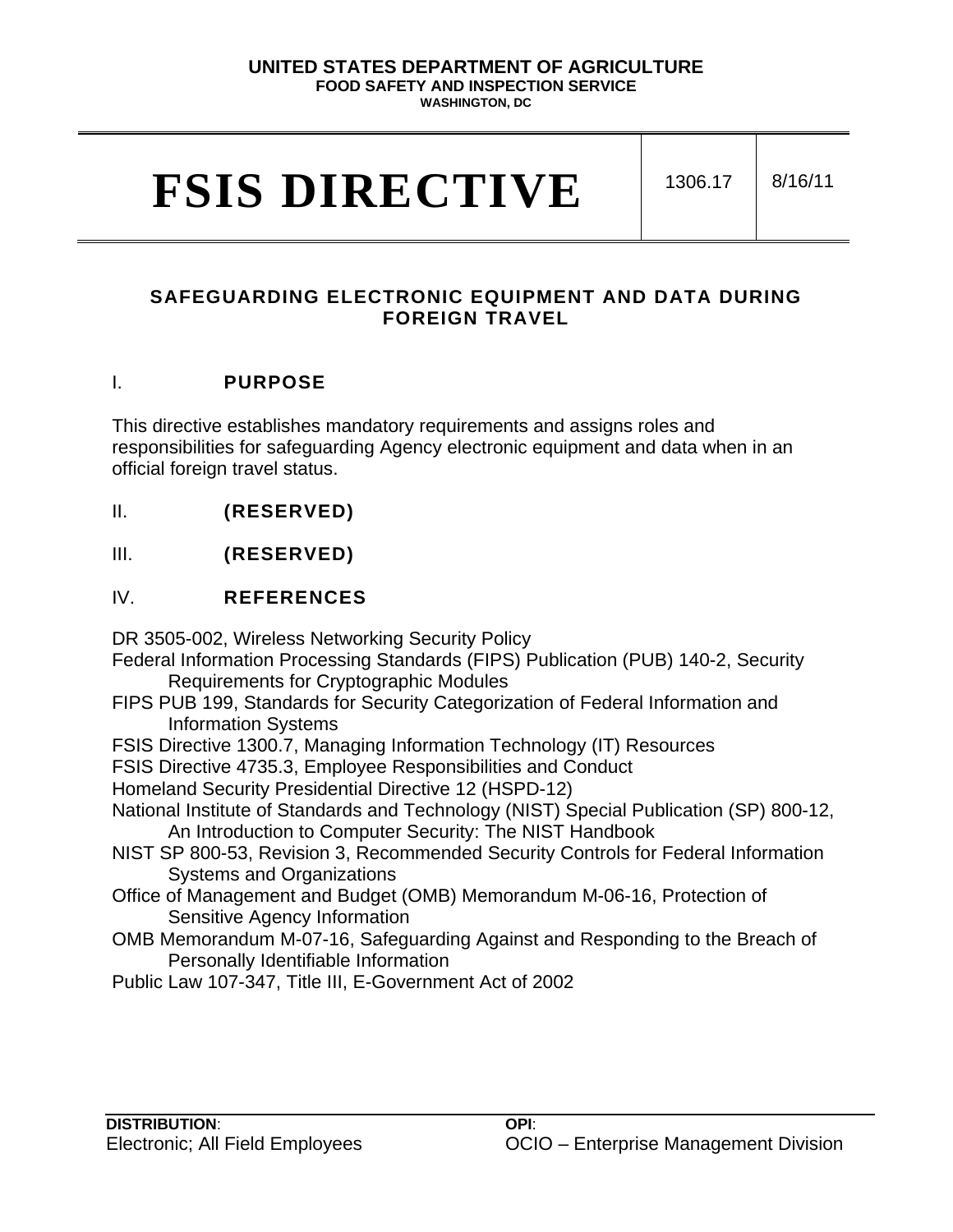**UNITED STATES DEPARTMENT OF AGRICULTURE**
**FOOD SAFETY AND INSPECTION SERVICE**
**WASHINGTON, DC**

| FSIS DIRECTIVE | 1306.17 | 8/16/11 |
| --- | --- | --- |

## SAFEGUARDING ELECTRONIC EQUIPMENT AND DATA DURING FOREIGN TRAVEL

## I. PURPOSE

This directive establishes mandatory requirements and assigns roles and responsibilities for safeguarding Agency electronic equipment and data when in an official foreign travel status.

## II. (RESERVED)

## III. (RESERVED)

## IV. REFERENCES

DR 3505-002, Wireless Networking Security Policy
Federal Information Processing Standards (FIPS) Publication (PUB) 140-2, Security Requirements for Cryptographic Modules
FIPS PUB 199, Standards for Security Categorization of Federal Information and Information Systems
FSIS Directive 1300.7, Managing Information Technology (IT) Resources
FSIS Directive 4735.3, Employee Responsibilities and Conduct
Homeland Security Presidential Directive 12 (HSPD-12)
National Institute of Standards and Technology (NIST) Special Publication (SP) 800-12, An Introduction to Computer Security: The NIST Handbook
NIST SP 800-53, Revision 3, Recommended Security Controls for Federal Information Systems and Organizations
Office of Management and Budget (OMB) Memorandum M-06-16, Protection of Sensitive Agency Information
OMB Memorandum M-07-16, Safeguarding Against and Responding to the Breach of Personally Identifiable Information
Public Law 107-347, Title III, E-Government Act of 2002

**DISTRIBUTION**:
Electronic; All Field Employees

**OPI**:
OCIO – Enterprise Management Division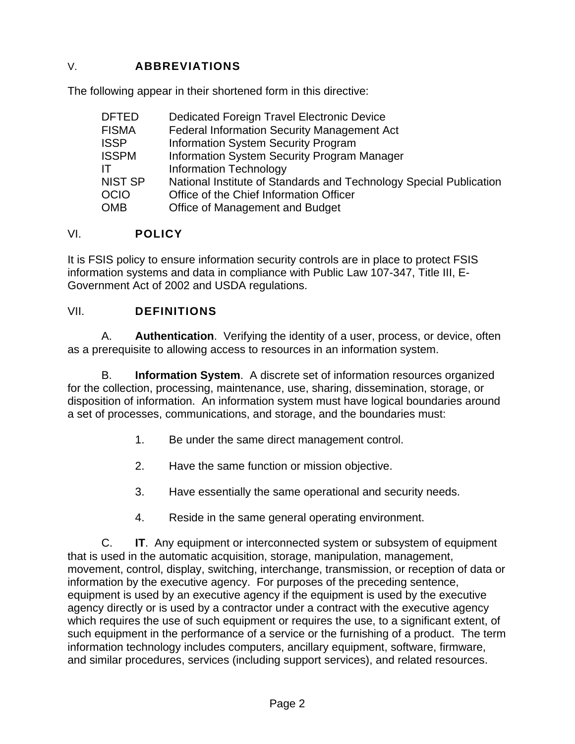## V. ABBREVIATIONS

The following appear in their shortened form in this directive:

| | |
|---|---|
| DFTED | Dedicated Foreign Travel Electronic Device |
| FISMA | Federal Information Security Management Act |
| ISSP | Information System Security Program |
| ISSPM | Information System Security Program Manager |
| IT | Information Technology |
| NIST SP | National Institute of Standards and Technology Special Publication |
| OCIO | Office of the Chief Information Officer |
| OMB | Office of Management and Budget |

## VI. POLICY

It is FSIS policy to ensure information security controls are in place to protect FSIS information systems and data in compliance with Public Law 107-347, Title III, E-Government Act of 2002 and USDA regulations.

## VII. DEFINITIONS

A. **Authentication**. Verifying the identity of a user, process, or device, often as a prerequisite to allowing access to resources in an information system.

B. **Information System**. A discrete set of information resources organized for the collection, processing, maintenance, use, sharing, dissemination, storage, or disposition of information. An information system must have logical boundaries around a set of processes, communications, and storage, and the boundaries must:

1. Be under the same direct management control.

2. Have the same function or mission objective.

3. Have essentially the same operational and security needs.

4. Reside in the same general operating environment.

C. **IT**. Any equipment or interconnected system or subsystem of equipment that is used in the automatic acquisition, storage, manipulation, management, movement, control, display, switching, interchange, transmission, or reception of data or information by the executive agency. For purposes of the preceding sentence, equipment is used by an executive agency if the equipment is used by the executive agency directly or is used by a contractor under a contract with the executive agency which requires the use of such equipment or requires the use, to a significant extent, of such equipment in the performance of a service or the furnishing of a product. The term information technology includes computers, ancillary equipment, software, firmware, and similar procedures, services (including support services), and related resources.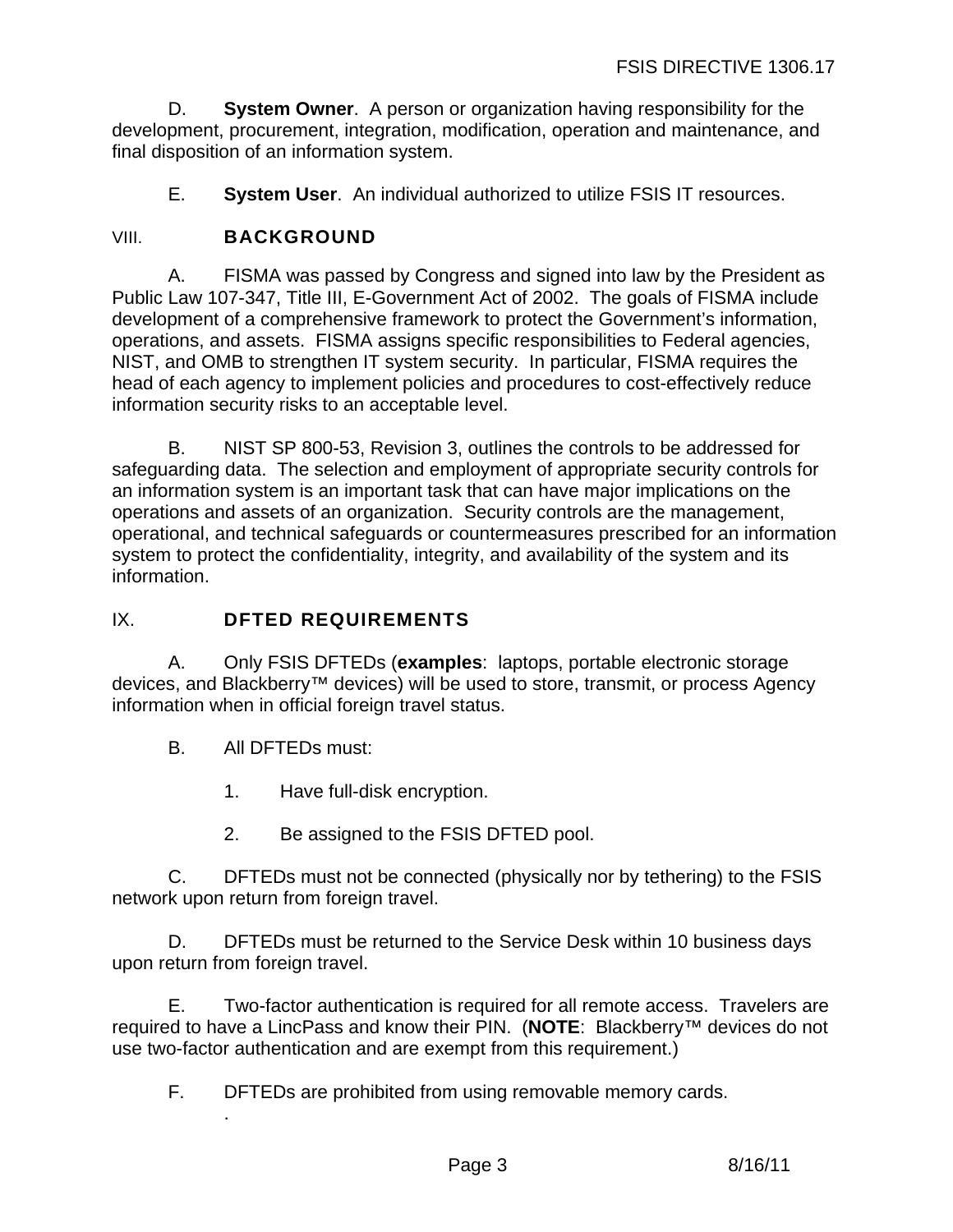D. **System Owner**. A person or organization having responsibility for the development, procurement, integration, modification, operation and maintenance, and final disposition of an information system.

E. **System User**. An individual authorized to utilize FSIS IT resources.

## VIII. BACKGROUND

A. FISMA was passed by Congress and signed into law by the President as Public Law 107-347, Title III, E-Government Act of 2002. The goals of FISMA include development of a comprehensive framework to protect the Government's information, operations, and assets. FISMA assigns specific responsibilities to Federal agencies, NIST, and OMB to strengthen IT system security. In particular, FISMA requires the head of each agency to implement policies and procedures to cost-effectively reduce information security risks to an acceptable level.

B. NIST SP 800-53, Revision 3, outlines the controls to be addressed for safeguarding data. The selection and employment of appropriate security controls for an information system is an important task that can have major implications on the operations and assets of an organization. Security controls are the management, operational, and technical safeguards or countermeasures prescribed for an information system to protect the confidentiality, integrity, and availability of the system and its information.

## IX. DFTED REQUIREMENTS

A. Only FSIS DFTEDs (**examples**: laptops, portable electronic storage devices, and Blackberry™ devices) will be used to store, transmit, or process Agency information when in official foreign travel status.

B. All DFTEDs must:

1. Have full-disk encryption.

2. Be assigned to the FSIS DFTED pool.

C. DFTEDs must not be connected (physically nor by tethering) to the FSIS network upon return from foreign travel.

D. DFTEDs must be returned to the Service Desk within 10 business days upon return from foreign travel.

E. Two-factor authentication is required for all remote access. Travelers are required to have a LincPass and know their PIN. (**NOTE**: Blackberry™ devices do not use two-factor authentication and are exempt from this requirement.)

F. DFTEDs are prohibited from using removable memory cards.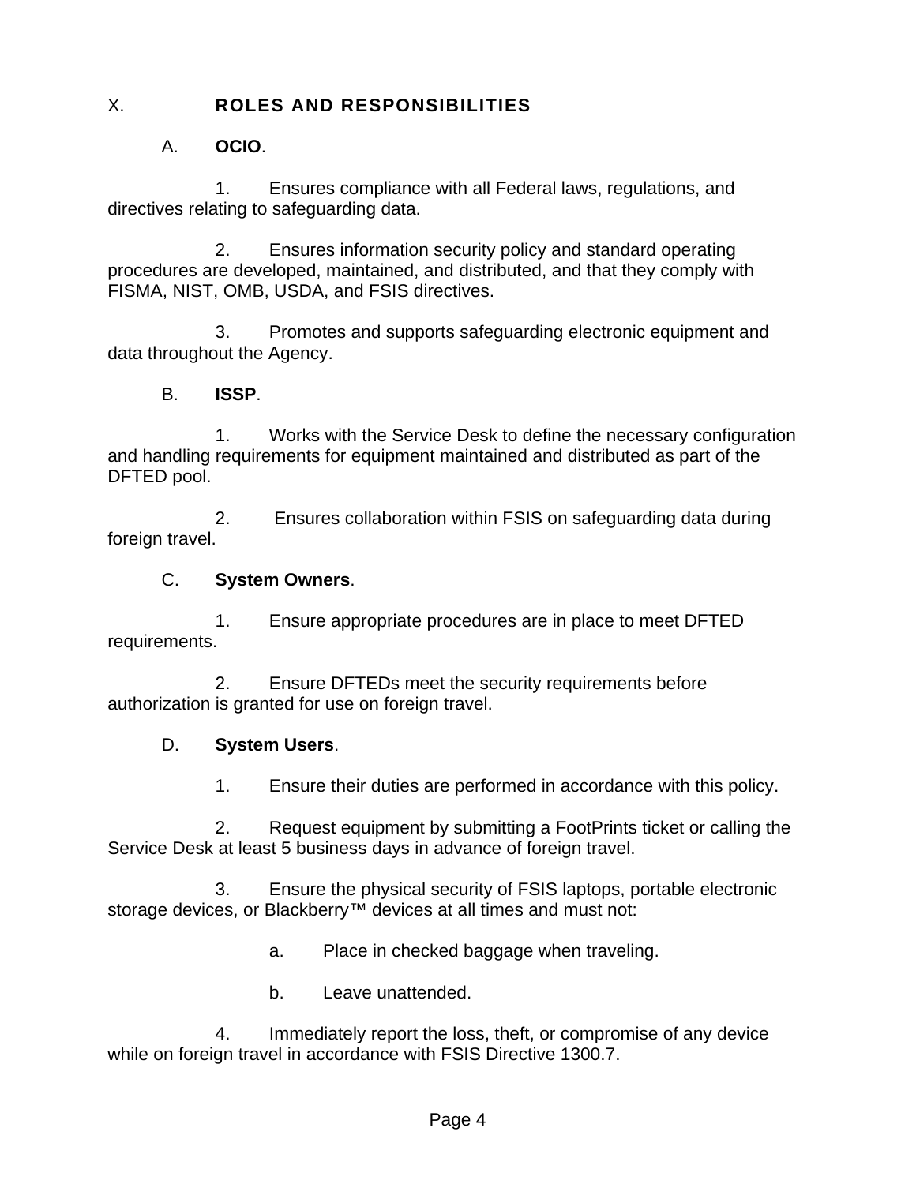## X. ROLES AND RESPONSIBILITIES

A. **OCIO**.

1. Ensures compliance with all Federal laws, regulations, and directives relating to safeguarding data.

2. Ensures information security policy and standard operating procedures are developed, maintained, and distributed, and that they comply with FISMA, NIST, OMB, USDA, and FSIS directives.

3. Promotes and supports safeguarding electronic equipment and data throughout the Agency.

B. **ISSP**.

1. Works with the Service Desk to define the necessary configuration and handling requirements for equipment maintained and distributed as part of the DFTED pool.

2. Ensures collaboration within FSIS on safeguarding data during foreign travel.

C. **System Owners**.

1. Ensure appropriate procedures are in place to meet DFTED requirements.

2. Ensure DFTEDs meet the security requirements before authorization is granted for use on foreign travel.

D. **System Users**.

1. Ensure their duties are performed in accordance with this policy.

2. Request equipment by submitting a FootPrints ticket or calling the Service Desk at least 5 business days in advance of foreign travel.

3. Ensure the physical security of FSIS laptops, portable electronic storage devices, or Blackberry™ devices at all times and must not:

   a. Place in checked baggage when traveling.

   b. Leave unattended.

4. Immediately report the loss, theft, or compromise of any device while on foreign travel in accordance with FSIS Directive 1300.7.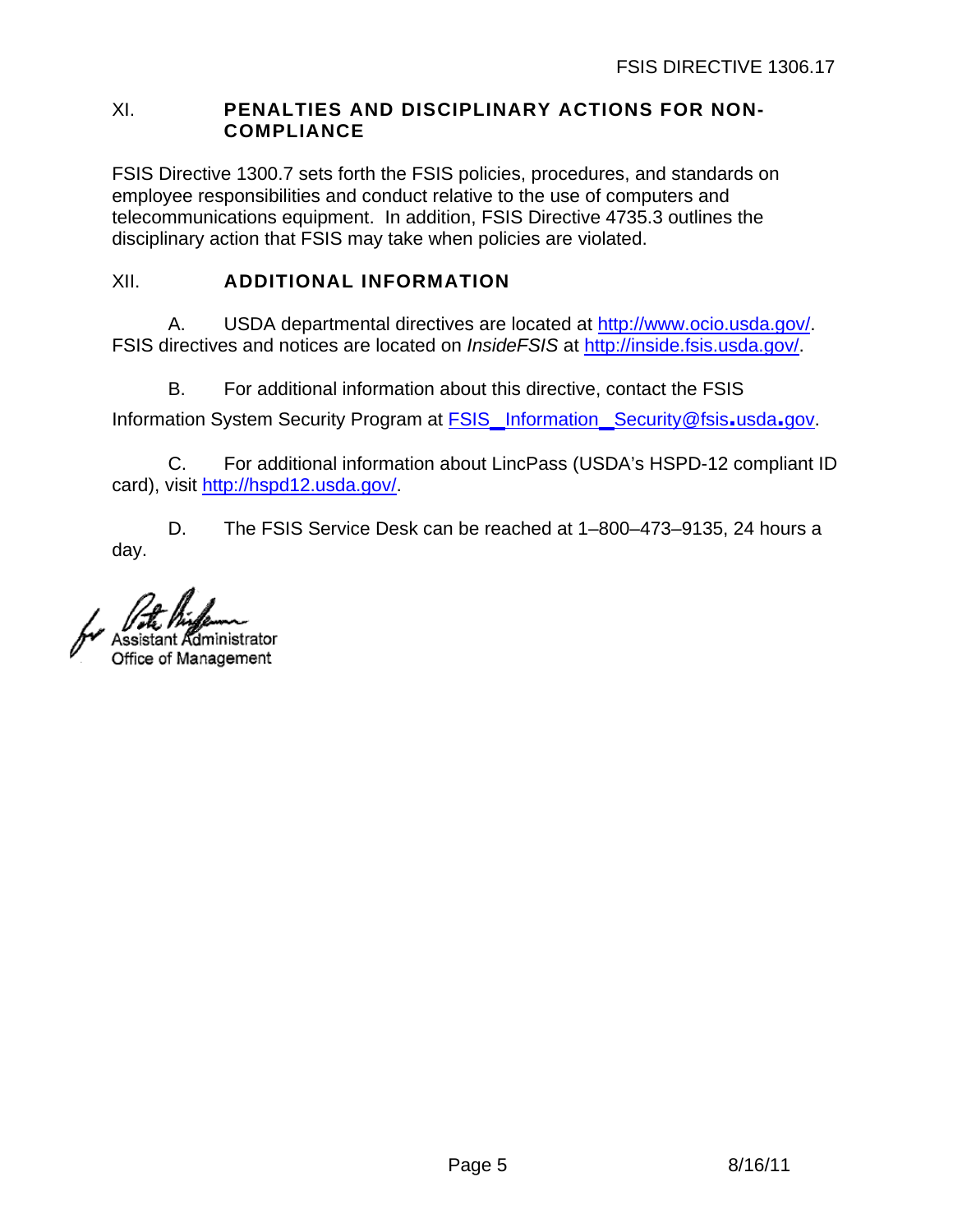## XI. PENALTIES AND DISCIPLINARY ACTIONS FOR NON-COMPLIANCE

FSIS Directive 1300.7 sets forth the FSIS policies, procedures, and standards on employee responsibilities and conduct relative to the use of computers and telecommunications equipment. In addition, FSIS Directive 4735.3 outlines the disciplinary action that FSIS may take when policies are violated.

## XII. ADDITIONAL INFORMATION

A. USDA departmental directives are located at http://www.ocio.usda.gov/. FSIS directives and notices are located on *InsideFSIS* at http://inside.fsis.usda.gov/.

B. For additional information about this directive, contact the FSIS Information System Security Program at FSIS_Information_Security@fsis.usda.gov.

C. For additional information about LincPass (USDA's HSPD-12 compliant ID card), visit http://hspd12.usda.gov/.

D. The FSIS Service Desk can be reached at 1–800–473–9135, 24 hours a day.

Assistant Administrator
Office of Management